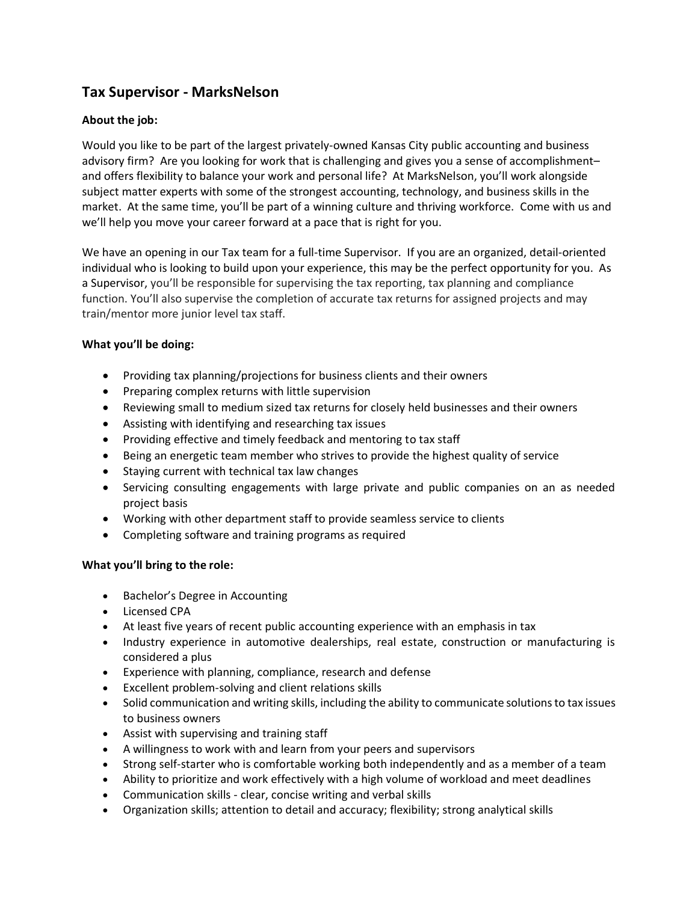## Tax Supervisor - MarksNelson

**About the job:**

Would you like to be part of the largest privately-owned Kansas City public accounting and business advisory firm? Are you looking for work that is challenging and gives you a sense of accomplishment– and offers flexibility to balance your work and personal life? At MarksNelson, you'll work alongside subject matter experts with some of the strongest accounting, technology, and business skills in the market. At the same time, you'll be part of a winning culture and thriving workforce. Come with us and we'll help you move your career forward at a pace that is right for you.

We have an opening in our Tax team for a full-time Supervisor. If you are an organized, detail-oriented individual who is looking to build upon your experience, this may be the perfect opportunity for you. As a Supervisor, you'll be responsible for supervising the tax reporting, tax planning and compliance function. You'll also supervise the completion of accurate tax returns for assigned projects and may train/mentor more junior level tax staff.

**What you'll be doing:**

- Providing tax planning/projections for business clients and their owners
- Preparing complex returns with little supervision
- Reviewing small to medium sized tax returns for closely held businesses and their owners
- Assisting with identifying and researching tax issues
- Providing effective and timely feedback and mentoring to tax staff
- Being an energetic team member who strives to provide the highest quality of service
- Staying current with technical tax law changes
- Servicing consulting engagements with large private and public companies on an as needed project basis
- Working with other department staff to provide seamless service to clients
- Completing software and training programs as required

**What you'll bring to the role:**

- Bachelor's Degree in Accounting
- Licensed CPA
- At least five years of recent public accounting experience with an emphasis in tax
- Industry experience in automotive dealerships, real estate, construction or manufacturing is considered a plus
- Experience with planning, compliance, research and defense
- Excellent problem-solving and client relations skills
- Solid communication and writing skills, including the ability to communicate solutions to tax issues to business owners
- Assist with supervising and training staff
- A willingness to work with and learn from your peers and supervisors
- Strong self-starter who is comfortable working both independently and as a member of a team
- Ability to prioritize and work effectively with a high volume of workload and meet deadlines
- Communication skills - clear, concise writing and verbal skills
- Organization skills; attention to detail and accuracy; flexibility; strong analytical skills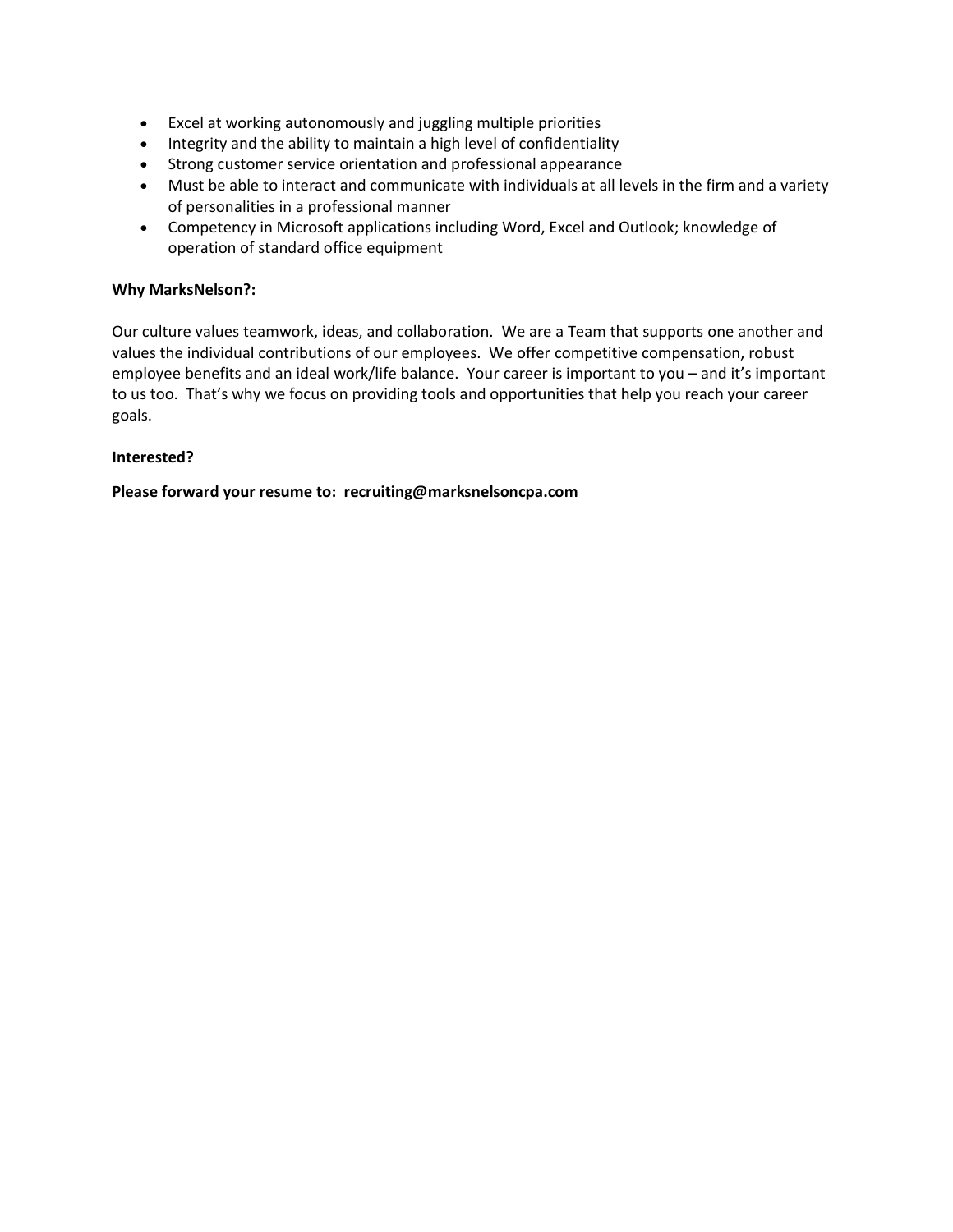- Excel at working autonomously and juggling multiple priorities
- Integrity and the ability to maintain a high level of confidentiality
- Strong customer service orientation and professional appearance
- Must be able to interact and communicate with individuals at all levels in the firm and a variety of personalities in a professional manner
- Competency in Microsoft applications including Word, Excel and Outlook; knowledge of operation of standard office equipment

**Why MarksNelson?:**

Our culture values teamwork, ideas, and collaboration. We are a Team that supports one another and values the individual contributions of our employees. We offer competitive compensation, robust employee benefits and an ideal work/life balance. Your career is important to you – and it's important to us too. That's why we focus on providing tools and opportunities that help you reach your career goals.

**Interested?**

**Please forward your resume to: recruiting@marksnelsoncpa.com**